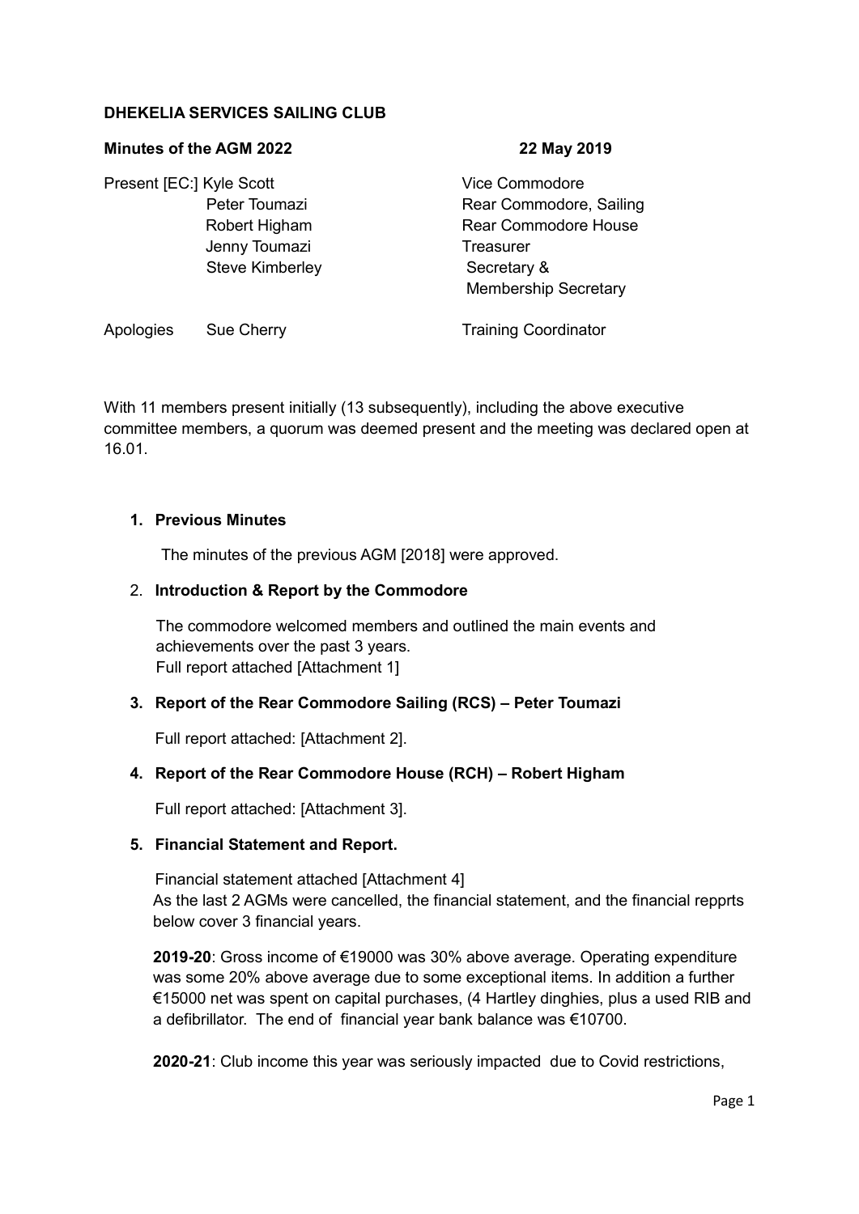**DHEKELIA SERVICES SAILING CLUB**

**Minutes of the AGM 2022 — 22 May 2019**

| | | |
|---|---|---|
| Present [EC:] | Kyle Scott | Vice Commodore |
| | Peter Toumazi | Rear Commodore, Sailing |
| | Robert Higham | Rear Commodore House |
| | Jenny Toumazi | Treasurer |
| | Steve Kimberley | Secretary & Membership Secretary |
| Apologies | Sue Cherry | Training Coordinator |

With 11 members present initially (13 subsequently), including the above executive committee members, a quorum was deemed present and the meeting was declared open at 16.01.

1. **Previous Minutes**

   The minutes of the previous AGM [2018] were approved.

2. **Introduction & Report by the Commodore**

   The commodore welcomed members and outlined the main events and achievements over the past 3 years.
   Full report attached [Attachment 1]

3. **Report of the Rear Commodore Sailing (RCS) – Peter Toumazi**

   Full report attached: [Attachment 2].

4. **Report of the Rear Commodore House (RCH) – Robert Higham**

   Full report attached: [Attachment 3].

5. **Financial Statement and Report.**

   Financial statement attached [Attachment 4]
   As the last 2 AGMs were cancelled, the financial statement, and the financial repprts below cover 3 financial years.

   **2019-20**: Gross income of €19000 was 30% above average. Operating expenditure was some 20% above average due to some exceptional items. In addition a further €15000 net was spent on capital purchases, (4 Hartley dinghies, plus a used RIB and a defibrillator. The end of financial year bank balance was €10700.

   **2020-21**: Club income this year was seriously impacted due to Covid restrictions,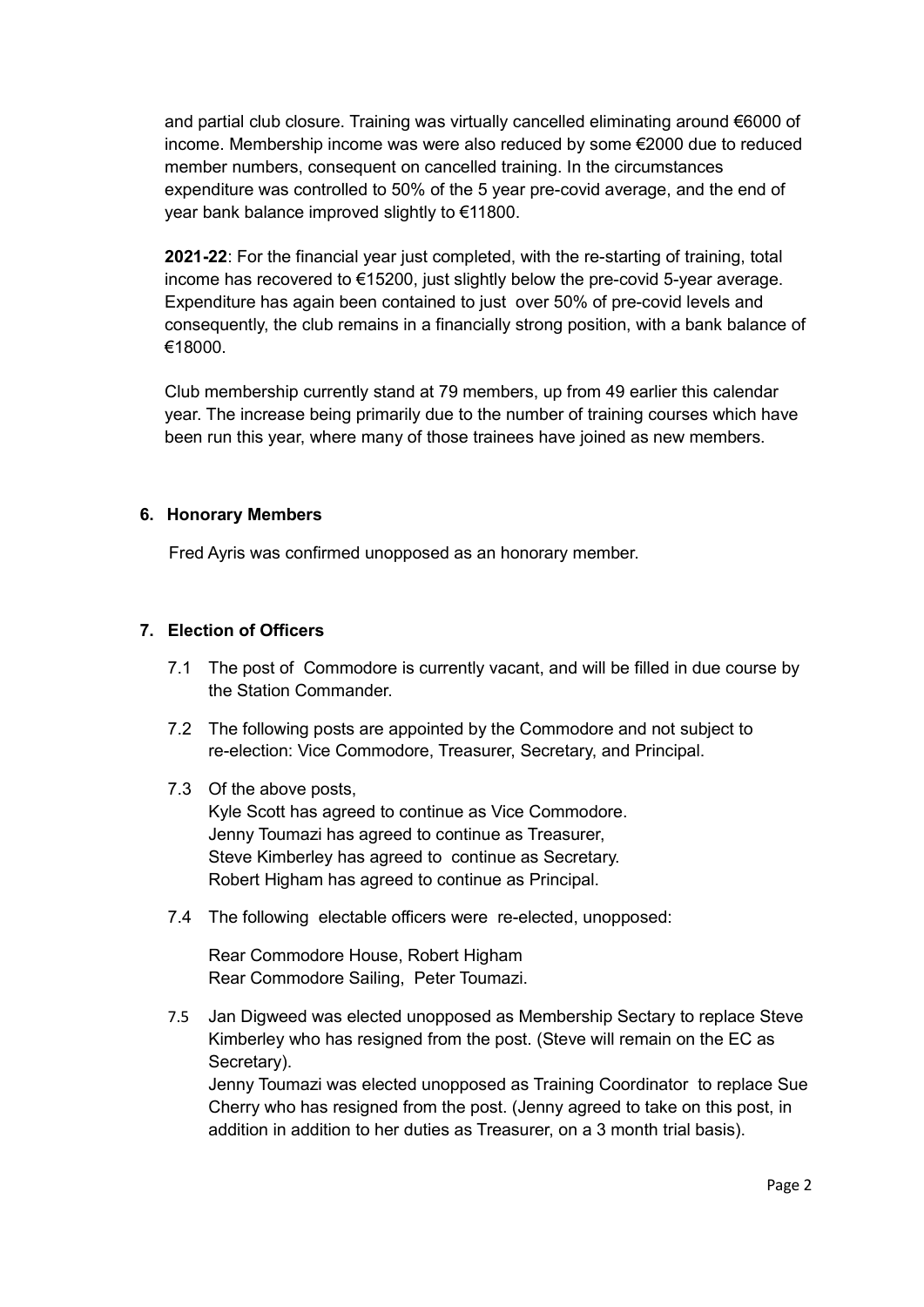and partial club closure. Training was virtually cancelled eliminating around €6000 of income. Membership income was were also reduced by some €2000 due to reduced member numbers, consequent on cancelled training. In the circumstances expenditure was controlled to 50% of the 5 year pre-covid average, and the end of year bank balance improved slightly to €11800.

**2021-22**: For the financial year just completed, with the re-starting of training, total income has recovered to €15200, just slightly below the pre-covid 5-year average. Expenditure has again been contained to just over 50% of pre-covid levels and consequently, the club remains in a financially strong position, with a bank balance of €18000.

Club membership currently stand at 79 members, up from 49 earlier this calendar year. The increase being primarily due to the number of training courses which have been run this year, where many of those trainees have joined as new members.

## 6. Honorary Members

Fred Ayris was confirmed unopposed as an honorary member.

## 7. Election of Officers

7.1 The post of Commodore is currently vacant, and will be filled in due course by the Station Commander.

7.2 The following posts are appointed by the Commodore and not subject to re-election: Vice Commodore, Treasurer, Secretary, and Principal.

7.3 Of the above posts,
Kyle Scott has agreed to continue as Vice Commodore.
Jenny Toumazi has agreed to continue as Treasurer,
Steve Kimberley has agreed to continue as Secretary.
Robert Higham has agreed to continue as Principal.

7.4 The following electable officers were re-elected, unopposed:

Rear Commodore House, Robert Higham
Rear Commodore Sailing, Peter Toumazi.

7.5 Jan Digweed was elected unopposed as Membership Sectary to replace Steve Kimberley who has resigned from the post. (Steve will remain on the EC as Secretary).
Jenny Toumazi was elected unopposed as Training Coordinator to replace Sue Cherry who has resigned from the post. (Jenny agreed to take on this post, in addition in addition to her duties as Treasurer, on a 3 month trial basis).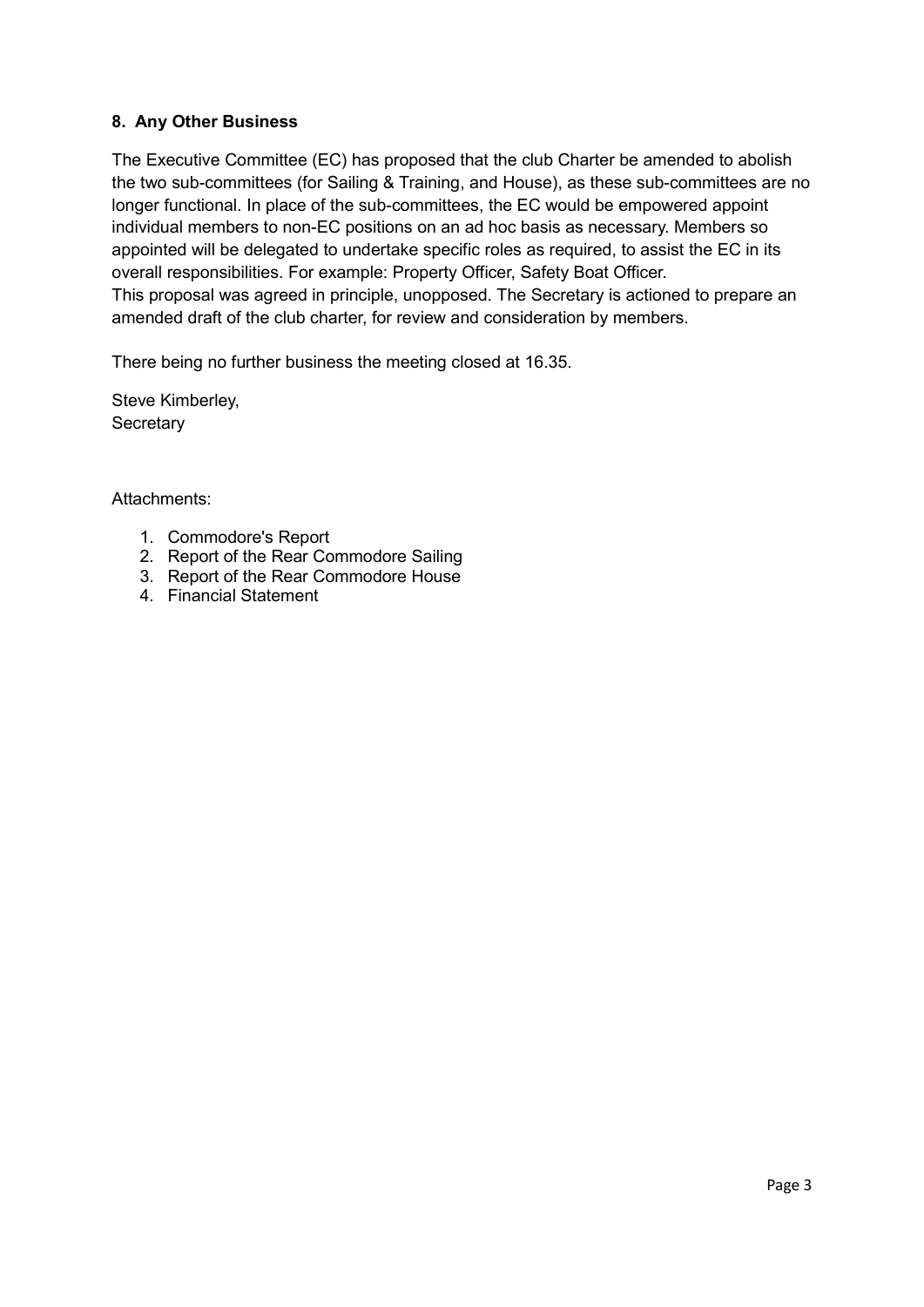## 8. Any Other Business

The Executive Committee (EC) has proposed that the club Charter be amended to abolish the two sub-committees (for Sailing & Training, and House), as these sub-committees are no longer functional. In place of the sub-committees, the EC would be empowered appoint individual members to non-EC positions on an ad hoc basis as necessary. Members so appointed will be delegated to undertake specific roles as required, to assist the EC in its overall responsibilities. For example: Property Officer, Safety Boat Officer.
This proposal was agreed in principle, unopposed. The Secretary is actioned to prepare an amended draft of the club charter, for review and consideration by members.

There being no further business the meeting closed at 16.35.

Steve Kimberley,
Secretary

Attachments:

1. Commodore's Report
2. Report of the Rear Commodore Sailing
3. Report of the Rear Commodore House
4. Financial Statement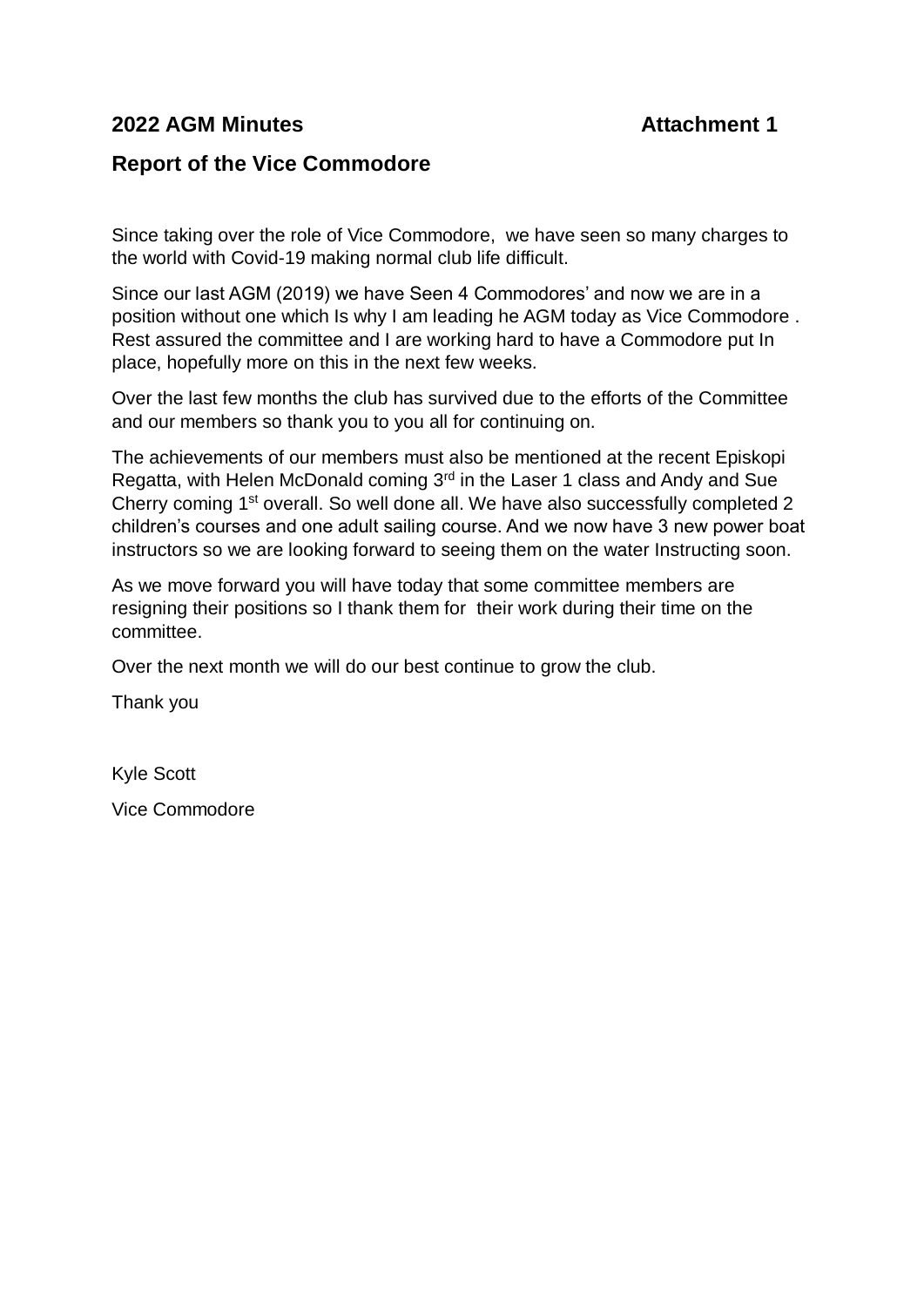**2022 AGM Minutes** **Attachment 1**

## Report of the Vice Commodore

Since taking over the role of Vice Commodore, we have seen so many charges to the world with Covid-19 making normal club life difficult.

Since our last AGM (2019) we have Seen 4 Commodores' and now we are in a position without one which Is why I am leading he AGM today as Vice Commodore . Rest assured the committee and I are working hard to have a Commodore put In place, hopefully more on this in the next few weeks.

Over the last few months the club has survived due to the efforts of the Committee and our members so thank you to you all for continuing on.

The achievements of our members must also be mentioned at the recent Episkopi Regatta, with Helen McDonald coming 3rd in the Laser 1 class and Andy and Sue Cherry coming 1st overall. So well done all. We have also successfully completed 2 children's courses and one adult sailing course. And we now have 3 new power boat instructors so we are looking forward to seeing them on the water Instructing soon.

As we move forward you will have today that some committee members are resigning their positions so I thank them for their work during their time on the committee.

Over the next month we will do our best continue to grow the club.

Thank you

Kyle Scott

Vice Commodore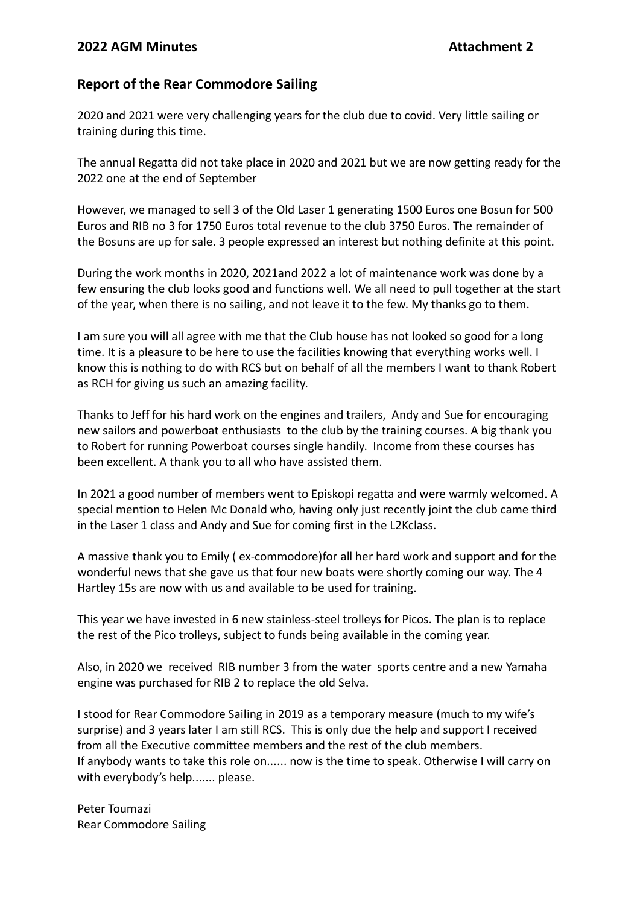**2022 AGM Minutes** **Attachment 2**

## Report of the Rear Commodore Sailing

2020 and 2021 were very challenging years for the club due to covid. Very little sailing or training during this time.

The annual Regatta did not take place in 2020 and 2021 but we are now getting ready for the 2022 one at the end of September

However, we managed to sell 3 of the Old Laser 1 generating 1500 Euros one Bosun for 500 Euros and RIB no 3 for 1750 Euros total revenue to the club 3750 Euros. The remainder of the Bosuns are up for sale. 3 people expressed an interest but nothing definite at this point.

During the work months in 2020, 2021and 2022 a lot of maintenance work was done by a few ensuring the club looks good and functions well. We all need to pull together at the start of the year, when there is no sailing, and not leave it to the few. My thanks go to them.

I am sure you will all agree with me that the Club house has not looked so good for a long time. It is a pleasure to be here to use the facilities knowing that everything works well. I know this is nothing to do with RCS but on behalf of all the members I want to thank Robert as RCH for giving us such an amazing facility.

Thanks to Jeff for his hard work on the engines and trailers, Andy and Sue for encouraging new sailors and powerboat enthusiasts to the club by the training courses. A big thank you to Robert for running Powerboat courses single handily. Income from these courses has been excellent. A thank you to all who have assisted them.

In 2021 a good number of members went to Episkopi regatta and were warmly welcomed. A special mention to Helen Mc Donald who, having only just recently joint the club came third in the Laser 1 class and Andy and Sue for coming first in the L2Kclass.

A massive thank you to Emily ( ex-commodore)for all her hard work and support and for the wonderful news that she gave us that four new boats were shortly coming our way. The 4 Hartley 15s are now with us and available to be used for training.

This year we have invested in 6 new stainless-steel trolleys for Picos. The plan is to replace the rest of the Pico trolleys, subject to funds being available in the coming year.

Also, in 2020 we received RIB number 3 from the water sports centre and a new Yamaha engine was purchased for RIB 2 to replace the old Selva.

I stood for Rear Commodore Sailing in 2019 as a temporary measure (much to my wife's surprise) and 3 years later I am still RCS. This is only due the help and support I received from all the Executive committee members and the rest of the club members.
If anybody wants to take this role on...... now is the time to speak. Otherwise I will carry on with everybody's help....... please.

Peter Toumazi
Rear Commodore Sailing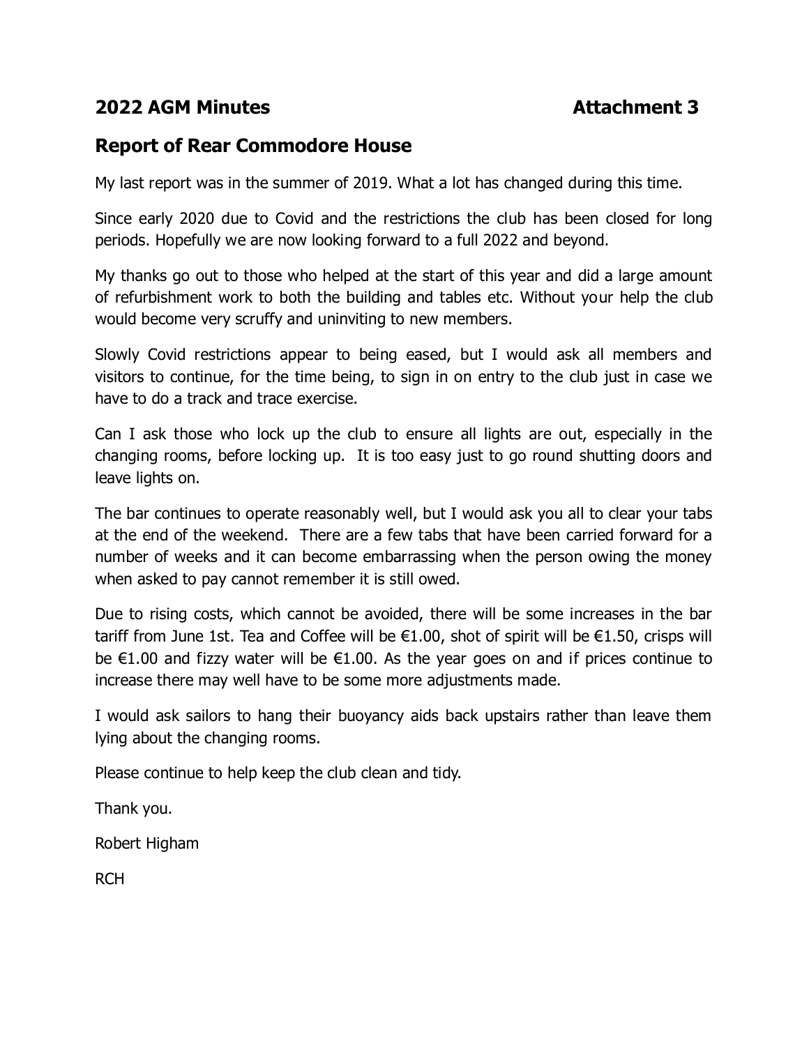## 2022 AGM Minutes — Attachment 3

## Report of Rear Commodore House

My last report was in the summer of 2019. What a lot has changed during this time.

Since early 2020 due to Covid and the restrictions the club has been closed for long periods. Hopefully we are now looking forward to a full 2022 and beyond.

My thanks go out to those who helped at the start of this year and did a large amount of refurbishment work to both the building and tables etc. Without your help the club would become very scruffy and uninviting to new members.

Slowly Covid restrictions appear to being eased, but I would ask all members and visitors to continue, for the time being, to sign in on entry to the club just in case we have to do a track and trace exercise.

Can I ask those who lock up the club to ensure all lights are out, especially in the changing rooms, before locking up. It is too easy just to go round shutting doors and leave lights on.

The bar continues to operate reasonably well, but I would ask you all to clear your tabs at the end of the weekend. There are a few tabs that have been carried forward for a number of weeks and it can become embarrassing when the person owing the money when asked to pay cannot remember it is still owed.

Due to rising costs, which cannot be avoided, there will be some increases in the bar tariff from June 1st. Tea and Coffee will be €1.00, shot of spirit will be €1.50, crisps will be €1.00 and fizzy water will be €1.00. As the year goes on and if prices continue to increase there may well have to be some more adjustments made.

I would ask sailors to hang their buoyancy aids back upstairs rather than leave them lying about the changing rooms.

Please continue to help keep the club clean and tidy.

Thank you.

Robert Higham

RCH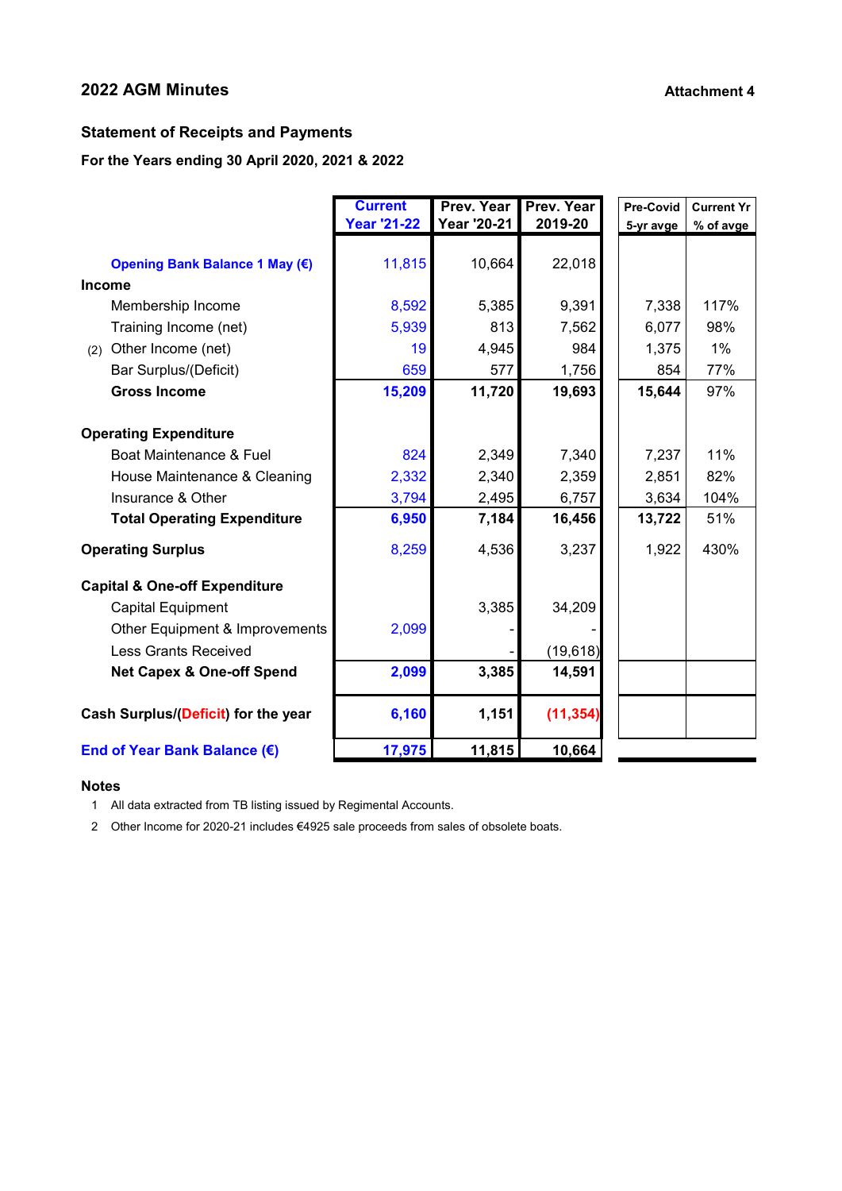## 2022 AGM Minutes

**Attachment 4**

### Statement of Receipts and Payments

**For the Years ending 30 April 2020, 2021 & 2022**

| | Current Year '21-22 | Prev. Year Year '20-21 | Prev. Year 2019-20 | Pre-Covid 5-yr avge | Current Yr % of avge |
|---|---|---|---|---|---|
| **Opening Bank Balance 1 May (€)** | 11,815 | 10,664 | 22,018 | | |
| **Income** | | | | | |
| Membership Income | 8,592 | 5,385 | 9,391 | 7,338 | 117% |
| Training Income (net) | 5,939 | 813 | 7,562 | 6,077 | 98% |
| (2) Other Income (net) | 19 | 4,945 | 984 | 1,375 | 1% |
| Bar Surplus/(Deficit) | 659 | 577 | 1,756 | 854 | 77% |
| **Gross Income** | **15,209** | **11,720** | **19,693** | **15,644** | 97% |
| **Operating Expenditure** | | | | | |
| Boat Maintenance & Fuel | 824 | 2,349 | 7,340 | 7,237 | 11% |
| House Maintenance & Cleaning | 2,332 | 2,340 | 2,359 | 2,851 | 82% |
| Insurance & Other | 3,794 | 2,495 | 6,757 | 3,634 | 104% |
| **Total Operating Expenditure** | **6,950** | **7,184** | **16,456** | **13,722** | 51% |
| **Operating Surplus** | 8,259 | 4,536 | 3,237 | 1,922 | 430% |
| **Capital & One-off Expenditure** | | | | | |
| Capital Equipment | | 3,385 | 34,209 | | |
| Other Equipment & Improvements | 2,099 | - | - | | |
| Less Grants Received | | - | (19,618) | | |
| **Net Capex & One-off Spend** | **2,099** | **3,385** | **14,591** | | |
| **Cash Surplus/(Deficit) for the year** | **6,160** | **1,151** | **(11,354)** | | |
| **End of Year Bank Balance (€)** | **17,975** | **11,815** | **10,664** | | |

**Notes**

1. All data extracted from TB listing issued by Regimental Accounts.
2. Other Income for 2020-21 includes €4925 sale proceeds from sales of obsolete boats.